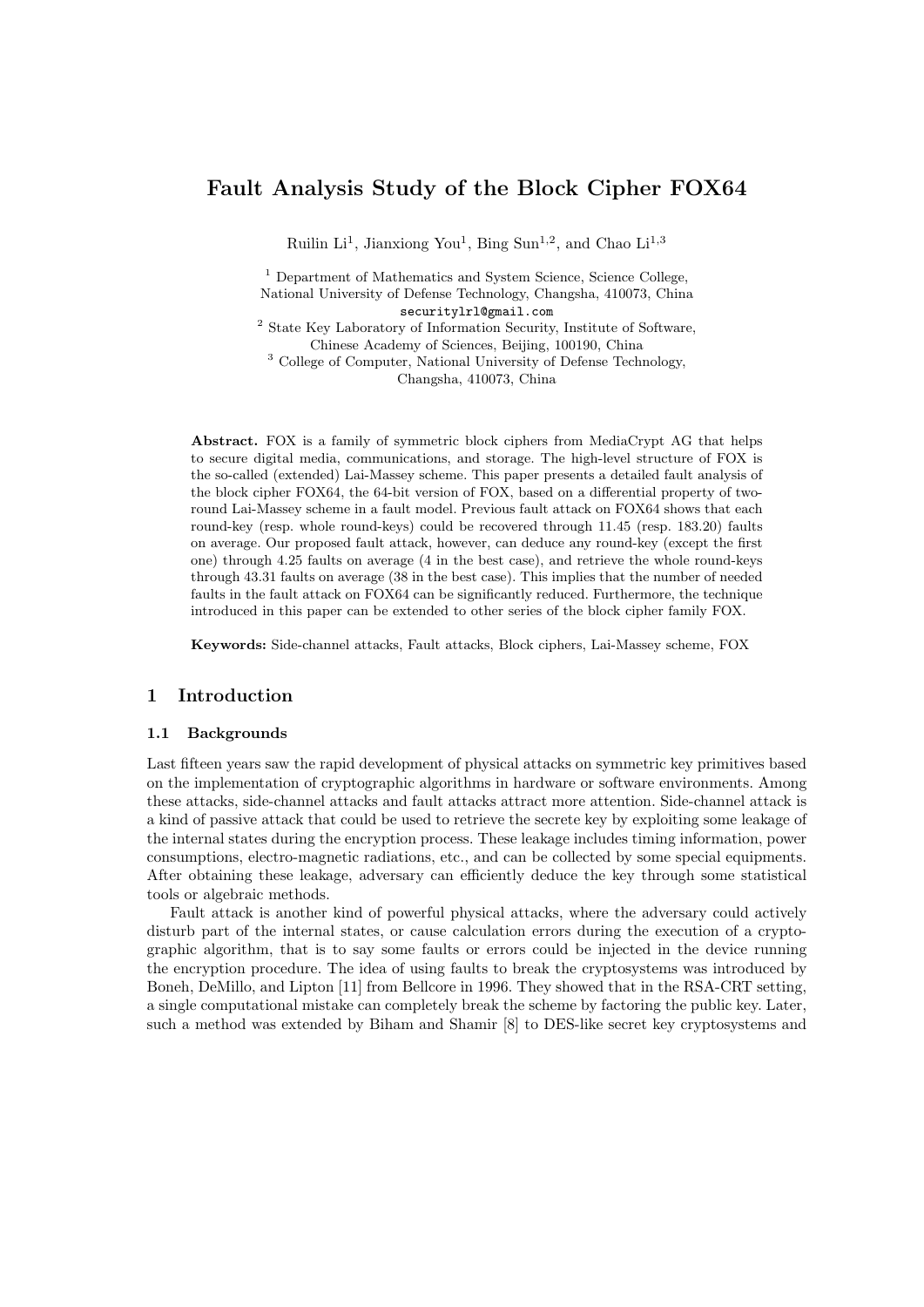# Fault Analysis Study of the Block Cipher FOX64

Ruilin Li[1], Jianxiong You[1], Bing Sun[1,2], and Chao Li[1,3]

[1] Department of Mathematics and System Science, Science College, National University of Defense Technology, Changsha, 410073, China
securitylrl@gmail.com

[2] State Key Laboratory of Information Security, Institute of Software, Chinese Academy of Sciences, Beijing, 100190, China

[3] College of Computer, National University of Defense Technology, Changsha, 410073, China

**Abstract.** FOX is a family of symmetric block ciphers from MediaCrypt AG that helps to secure digital media, communications, and storage. The high-level structure of FOX is the so-called (extended) Lai-Massey scheme. This paper presents a detailed fault analysis of the block cipher FOX64, the 64-bit version of FOX, based on a differential property of two-round Lai-Massey scheme in a fault model. Previous fault attack on FOX64 shows that each round-key (resp. whole round-keys) could be recovered through 11.45 (resp. 183.20) faults on average. Our proposed fault attack, however, can deduce any round-key (except the first one) through 4.25 faults on average (4 in the best case), and retrieve the whole round-keys through 43.31 faults on average (38 in the best case). This implies that the number of needed faults in the fault attack on FOX64 can be significantly reduced. Furthermore, the technique introduced in this paper can be extended to other series of the block cipher family FOX.

**Keywords:** Side-channel attacks, Fault attacks, Block ciphers, Lai-Massey scheme, FOX

## 1 Introduction

### 1.1 Backgrounds

Last fifteen years saw the rapid development of physical attacks on symmetric key primitives based on the implementation of cryptographic algorithms in hardware or software environments. Among these attacks, side-channel attacks and fault attacks attract more attention. Side-channel attack is a kind of passive attack that could be used to retrieve the secrete key by exploiting some leakage of the internal states during the encryption process. These leakage includes timing information, power consumptions, electro-magnetic radiations, etc., and can be collected by some special equipments. After obtaining these leakage, adversary can efficiently deduce the key through some statistical tools or algebraic methods.

Fault attack is another kind of powerful physical attacks, where the adversary could actively disturb part of the internal states, or cause calculation errors during the execution of a cryptographic algorithm, that is to say some faults or errors could be injected in the device running the encryption procedure. The idea of using faults to break the cryptosystems was introduced by Boneh, DeMillo, and Lipton [11] from Bellcore in 1996. They showed that in the RSA-CRT setting, a single computational mistake can completely break the scheme by factoring the public key. Later, such a method was extended by Biham and Shamir [8] to DES-like secret key cryptosystems and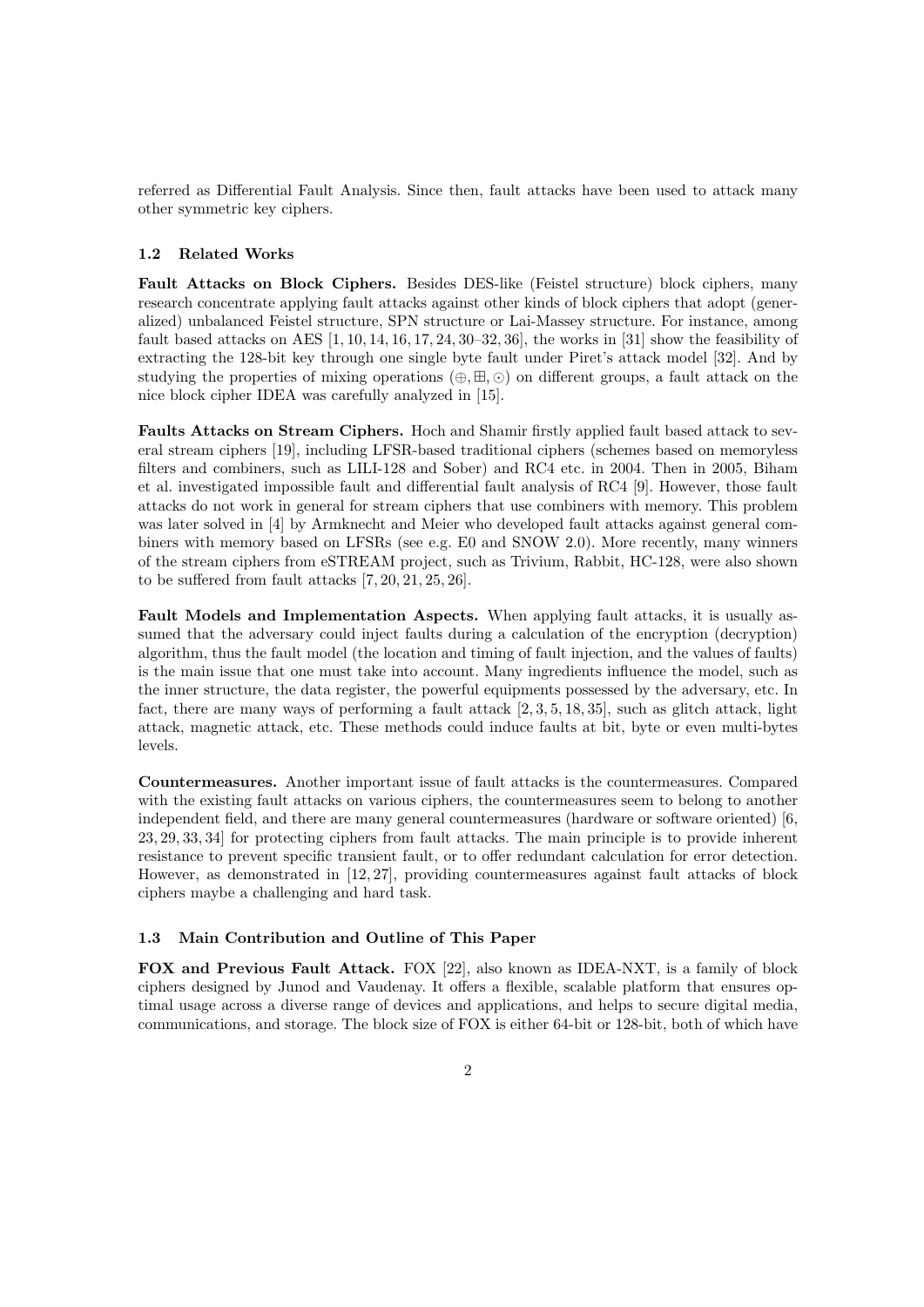referred as Differential Fault Analysis. Since then, fault attacks have been used to attack many other symmetric key ciphers.

### 1.2 Related Works

**Fault Attacks on Block Ciphers.** Besides DES-like (Feistel structure) block ciphers, many research concentrate applying fault attacks against other kinds of block ciphers that adopt (generalized) unbalanced Feistel structure, SPN structure or Lai-Massey structure. For instance, among fault based attacks on AES [1, 10, 14, 16, 17, 24, 30–32, 36], the works in [31] show the feasibility of extracting the 128-bit key through one single byte fault under Piret's attack model [32]. And by studying the properties of mixing operations ($\oplus, \boxplus, \odot$) on different groups, a fault attack on the nice block cipher IDEA was carefully analyzed in [15].

**Faults Attacks on Stream Ciphers.** Hoch and Shamir firstly applied fault based attack to several stream ciphers [19], including LFSR-based traditional ciphers (schemes based on memoryless filters and combiners, such as LILI-128 and Sober) and RC4 etc. in 2004. Then in 2005, Biham et al. investigated impossible fault and differential fault analysis of RC4 [9]. However, those fault attacks do not work in general for stream ciphers that use combiners with memory. This problem was later solved in [4] by Armknecht and Meier who developed fault attacks against general combiners with memory based on LFSRs (see e.g. E0 and SNOW 2.0). More recently, many winners of the stream ciphers from eSTREAM project, such as Trivium, Rabbit, HC-128, were also shown to be suffered from fault attacks [7, 20, 21, 25, 26].

**Fault Models and Implementation Aspects.** When applying fault attacks, it is usually assumed that the adversary could inject faults during a calculation of the encryption (decryption) algorithm, thus the fault model (the location and timing of fault injection, and the values of faults) is the main issue that one must take into account. Many ingredients influence the model, such as the inner structure, the data register, the powerful equipments possessed by the adversary, etc. In fact, there are many ways of performing a fault attack [2, 3, 5, 18, 35], such as glitch attack, light attack, magnetic attack, etc. These methods could induce faults at bit, byte or even multi-bytes levels.

**Countermeasures.** Another important issue of fault attacks is the countermeasures. Compared with the existing fault attacks on various ciphers, the countermeasures seem to belong to another independent field, and there are many general countermeasures (hardware or software oriented) [6, 23, 29, 33, 34] for protecting ciphers from fault attacks. The main principle is to provide inherent resistance to prevent specific transient fault, or to offer redundant calculation for error detection. However, as demonstrated in [12, 27], providing countermeasures against fault attacks of block ciphers maybe a challenging and hard task.

### 1.3 Main Contribution and Outline of This Paper

**FOX and Previous Fault Attack.** FOX [22], also known as IDEA-NXT, is a family of block ciphers designed by Junod and Vaudenay. It offers a flexible, scalable platform that ensures optimal usage across a diverse range of devices and applications, and helps to secure digital media, communications, and storage. The block size of FOX is either 64-bit or 128-bit, both of which have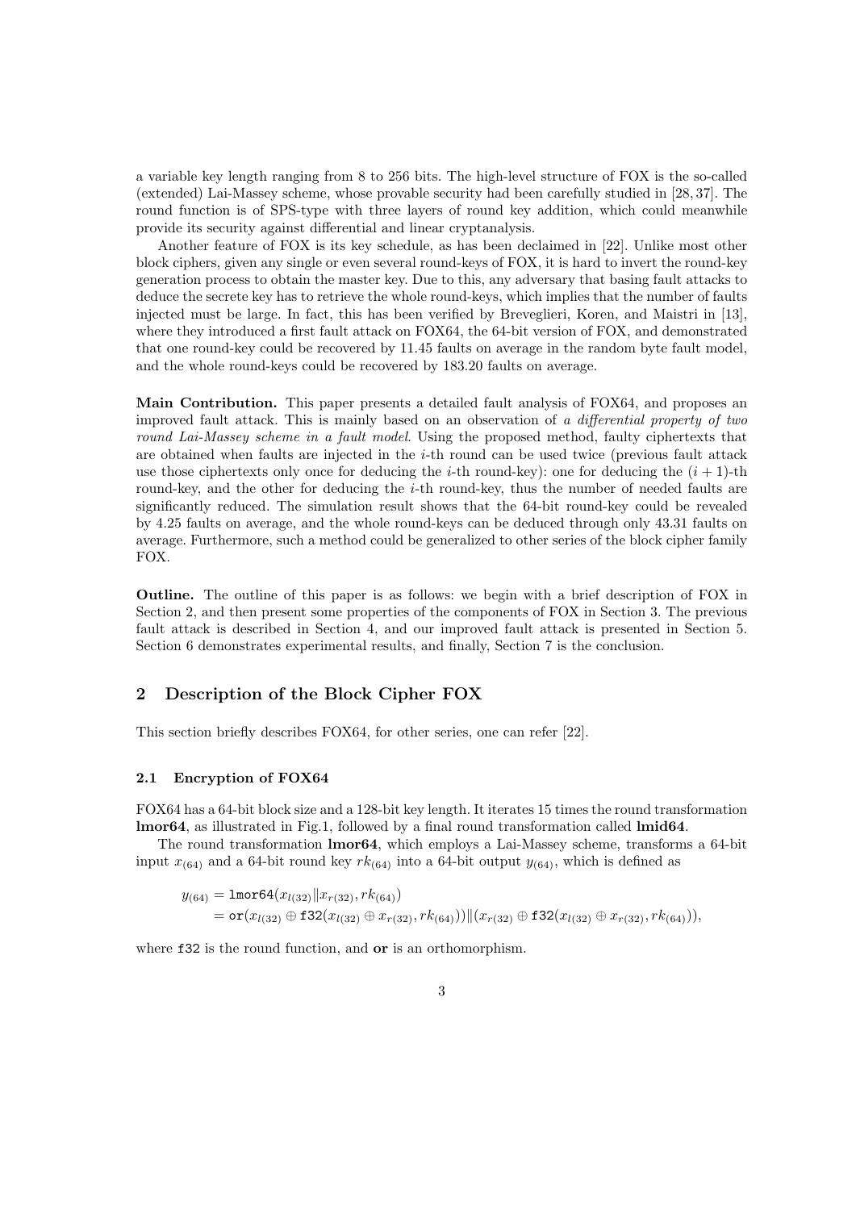a variable key length ranging from 8 to 256 bits. The high-level structure of FOX is the so-called (extended) Lai-Massey scheme, whose provable security had been carefully studied in [28, 37]. The round function is of SPS-type with three layers of round key addition, which could meanwhile provide its security against differential and linear cryptanalysis.

Another feature of FOX is its key schedule, as has been declaimed in [22]. Unlike most other block ciphers, given any single or even several round-keys of FOX, it is hard to invert the round-key generation process to obtain the master key. Due to this, any adversary that basing fault attacks to deduce the secrete key has to retrieve the whole round-keys, which implies that the number of faults injected must be large. In fact, this has been verified by Breveglieri, Koren, and Maistri in [13], where they introduced a first fault attack on FOX64, the 64-bit version of FOX, and demonstrated that one round-key could be recovered by 11.45 faults on average in the random byte fault model, and the whole round-keys could be recovered by 183.20 faults on average.

**Main Contribution.** This paper presents a detailed fault analysis of FOX64, and proposes an improved fault attack. This is mainly based on an observation of *a differential property of two round Lai-Massey scheme in a fault model*. Using the proposed method, faulty ciphertexts that are obtained when faults are injected in the $i$-th round can be used twice (previous fault attack use those ciphertexts only once for deducing the $i$-th round-key): one for deducing the $(i+1)$-th round-key, and the other for deducing the $i$-th round-key, thus the number of needed faults are significantly reduced. The simulation result shows that the 64-bit round-key could be revealed by 4.25 faults on average, and the whole round-keys can be deduced through only 43.31 faults on average. Furthermore, such a method could be generalized to other series of the block cipher family FOX.

**Outline.** The outline of this paper is as follows: we begin with a brief description of FOX in Section 2, and then present some properties of the components of FOX in Section 3. The previous fault attack is described in Section 4, and our improved fault attack is presented in Section 5. Section 6 demonstrates experimental results, and finally, Section 7 is the conclusion.

## 2 Description of the Block Cipher FOX

This section briefly describes FOX64, for other series, one can refer [22].

### 2.1 Encryption of FOX64

FOX64 has a 64-bit block size and a 128-bit key length. It iterates 15 times the round transformation **lmor64**, as illustrated in Fig.1, followed by a final round transformation called **lmid64**.

The round transformation **lmor64**, which employs a Lai-Massey scheme, transforms a 64-bit input $x_{(64)}$ and a 64-bit round key $rk_{(64)}$ into a 64-bit output $y_{(64)}$, which is defined as

$$
\begin{aligned}
y_{(64)} &= \texttt{lmor64}(x_{l(32)} \| x_{r(32)}, rk_{(64)}) \\
&= \texttt{or}(x_{l(32)} \oplus \texttt{f32}(x_{l(32)} \oplus x_{r(32)}, rk_{(64)})) \| (x_{r(32)} \oplus \texttt{f32}(x_{l(32)} \oplus x_{r(32)}, rk_{(64)})),
\end{aligned}
$$

where `f32` is the round function, and **or** is an orthomorphism.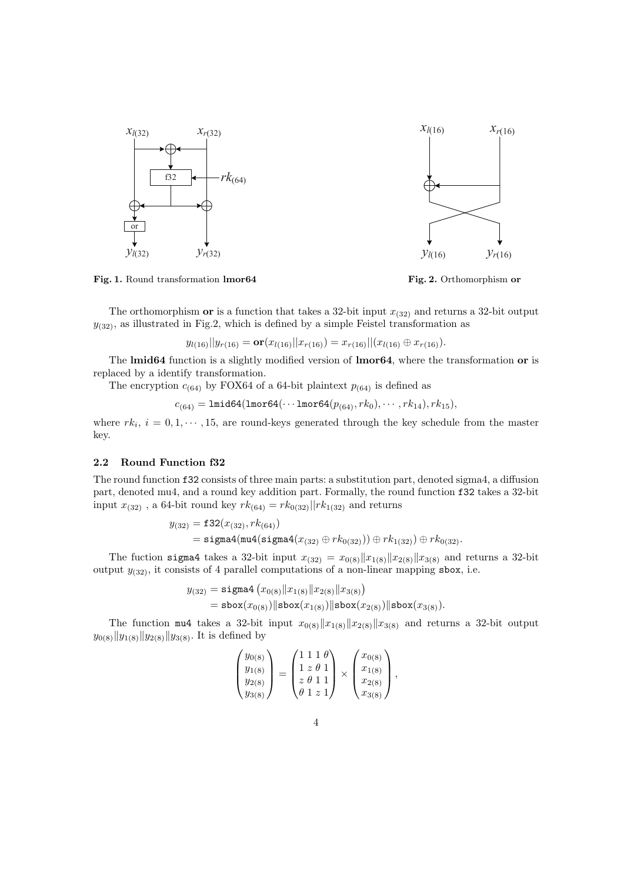**Fig. 1.** Round transformation **lmor64**

**Fig. 2.** Orthomorphism **or**

The orthomorphism **or** is a function that takes a 32-bit input $x_{(32)}$ and returns a 32-bit output $y_{(32)}$, as illustrated in Fig.2, which is defined by a simple Feistel transformation as

$$y_{l(16)}||y_{r(16)} = \mathbf{or}(x_{l(16)}||x_{r(16)}) = x_{r(16)}||(x_{l(16)} \oplus x_{r(16)}).$$

The **lmid64** function is a slightly modified version of **lmor64**, where the transformation **or** is replaced by a identify transformation.

The encryption $c_{(64)}$ by FOX64 of a 64-bit plaintext $p_{(64)}$ is defined as

$$c_{(64)} = \texttt{lmid64}(\texttt{lmor64}(\cdots \texttt{lmor64}(p_{(64)}, rk_0), \cdots, rk_{14}), rk_{15}),$$

where $rk_i$, $i = 0, 1, \cdots, 15$, are round-keys generated through the key schedule from the master key.

### 2.2 Round Function f32

The round function `f32` consists of three main parts: a substitution part, denoted sigma4, a diffusion part, denoted mu4, and a round key addition part. Formally, the round function `f32` takes a 32-bit input $x_{(32)}$ , a 64-bit round key $rk_{(64)} = rk_{0(32)}||rk_{1(32)}$ and returns

$$\begin{aligned} y_{(32)} &= \texttt{f32}(x_{(32)}, rk_{(64)}) \\ &= \texttt{sigma4}(\texttt{mu4}(\texttt{sigma4}(x_{(32)} \oplus rk_{0(32)})) \oplus rk_{1(32)}) \oplus rk_{0(32)}. \end{aligned}$$

The fuction `sigma4` takes a 32-bit input $x_{(32)} = x_{0(8)}\|x_{1(8)}\|x_{2(8)}\|x_{3(8)}$ and returns a 32-bit output $y_{(32)}$, it consists of 4 parallel computations of a non-linear mapping `sbox`, i.e.

$$\begin{aligned} y_{(32)} &= \texttt{sigma4}\left(x_{0(8)}\|x_{1(8)}\|x_{2(8)}\|x_{3(8)}\right) \\ &= \texttt{sbox}(x_{0(8)})\|\texttt{sbox}(x_{1(8)})\|\texttt{sbox}(x_{2(8)})\|\texttt{sbox}(x_{3(8)}). \end{aligned}$$

The function `mu4` takes a 32-bit input $x_{0(8)}\|x_{1(8)}\|x_{2(8)}\|x_{3(8)}$ and returns a 32-bit output $y_{0(8)}\|y_{1(8)}\|y_{2(8)}\|y_{3(8)}$. It is defined by

$$\begin{pmatrix} y_{0(8)} \\ y_{1(8)} \\ y_{2(8)} \\ y_{3(8)} \end{pmatrix} = \begin{pmatrix} 1 & 1 & 1 & \theta \\ 1 & z & \theta & 1 \\ z & \theta & 1 & 1 \\ \theta & 1 & z & 1 \end{pmatrix} \times \begin{pmatrix} x_{0(8)} \\ x_{1(8)} \\ x_{2(8)} \\ x_{3(8)} \end{pmatrix},$$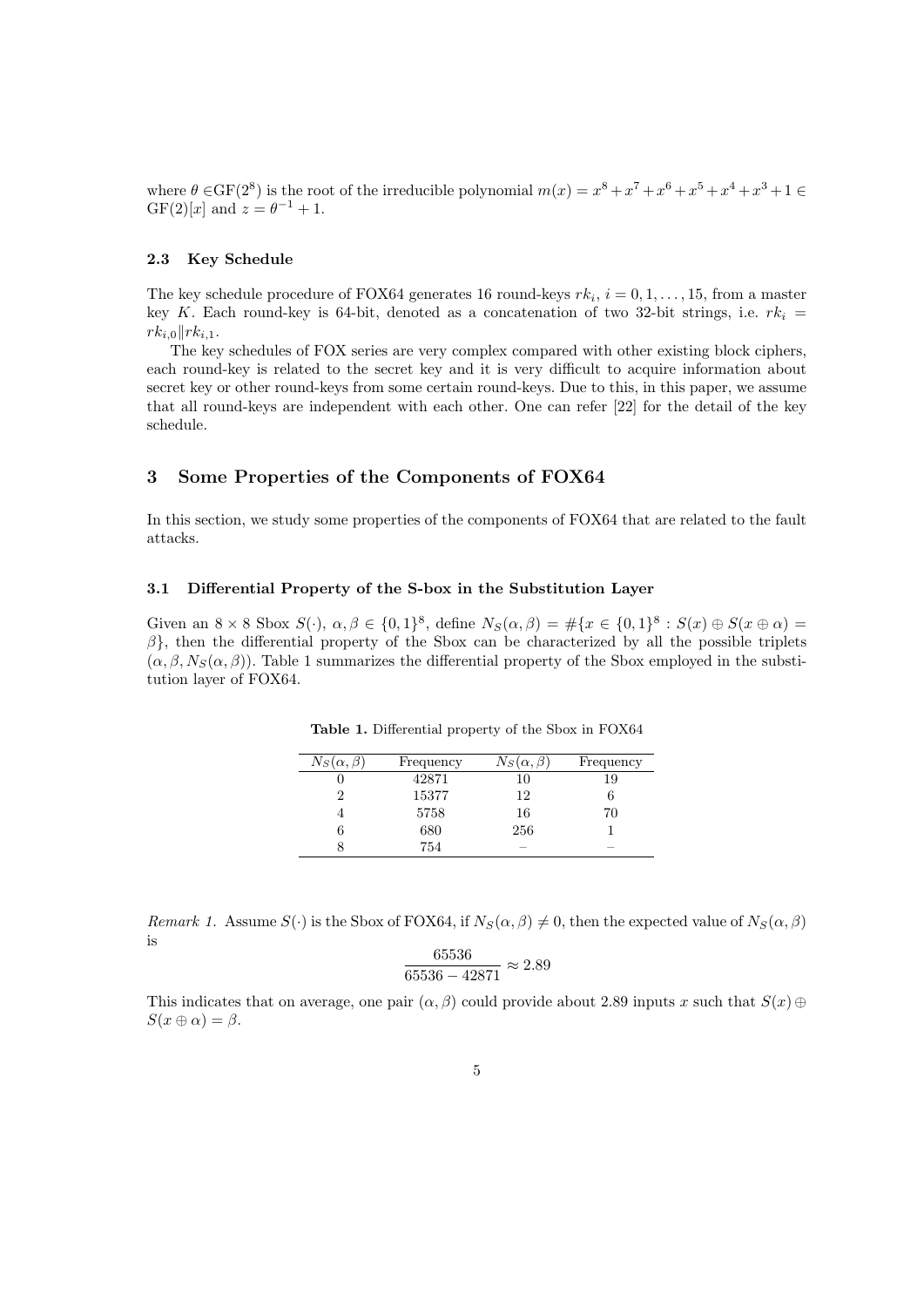where $\theta \in \mathrm{GF}(2^8)$ is the root of the irreducible polynomial $m(x) = x^8 + x^7 + x^6 + x^5 + x^4 + x^3 + 1 \in \mathrm{GF}(2)[x]$ and $z = \theta^{-1} + 1$.

### 2.3 Key Schedule

The key schedule procedure of FOX64 generates 16 round-keys $rk_i$, $i = 0, 1, \ldots, 15$, from a master key $K$. Each round-key is 64-bit, denoted as a concatenation of two 32-bit strings, i.e. $rk_i = rk_{i,0} \| rk_{i,1}$.

The key schedules of FOX series are very complex compared with other existing block ciphers, each round-key is related to the secret key and it is very difficult to acquire information about secret key or other round-keys from some certain round-keys. Due to this, in this paper, we assume that all round-keys are independent with each other. One can refer [22] for the detail of the key schedule.

## 3 Some Properties of the Components of FOX64

In this section, we study some properties of the components of FOX64 that are related to the fault attacks.

### 3.1 Differential Property of the S-box in the Substitution Layer

Given an $8 \times 8$ Sbox $S(\cdot)$, $\alpha, \beta \in \{0,1\}^8$, define $N_S(\alpha, \beta) = \#\{x \in \{0,1\}^8 : S(x) \oplus S(x \oplus \alpha) = \beta\}$, then the differential property of the Sbox can be characterized by all the possible triplets $(\alpha, \beta, N_S(\alpha, \beta))$. Table 1 summarizes the differential property of the Sbox employed in the substitution layer of FOX64.

**Table 1.** Differential property of the Sbox in FOX64

| $N_S(\alpha, \beta)$ | Frequency | $N_S(\alpha, \beta)$ | Frequency |
|---|---|---|---|
| 0 | 42871 | 10 | 19 |
| 2 | 15377 | 12 | 6 |
| 4 | 5758 | 16 | 70 |
| 6 | 680 | 256 | 1 |
| 8 | 754 | – | – |

*Remark 1.* Assume $S(\cdot)$ is the Sbox of FOX64, if $N_S(\alpha, \beta) \neq 0$, then the expected value of $N_S(\alpha, \beta)$ is

$$\frac{65536}{65536 - 42871} \approx 2.89$$

This indicates that on average, one pair $(\alpha, \beta)$ could provide about 2.89 inputs $x$ such that $S(x) \oplus S(x \oplus \alpha) = \beta$.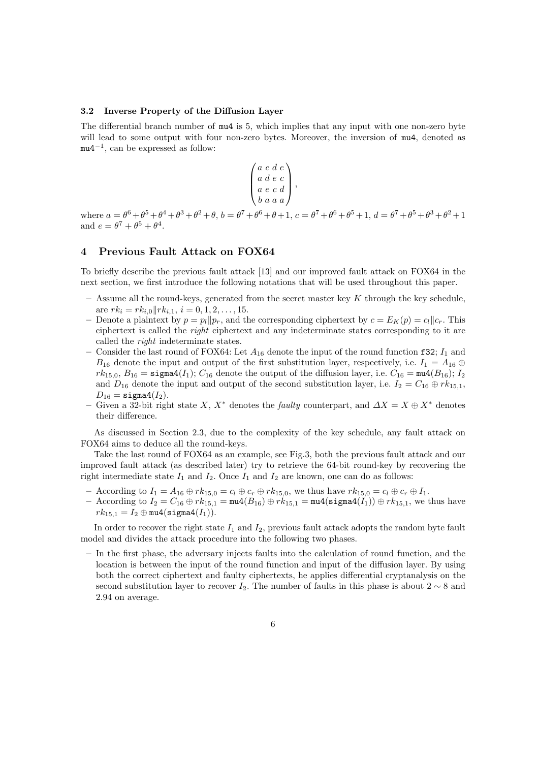### 3.2 Inverse Property of the Diffusion Layer

The differential branch number of mu4 is 5, which implies that any input with one non-zero byte will lead to some output with four non-zero bytes. Moreover, the inversion of mu4, denoted as $\texttt{mu4}^{-1}$, can be expressed as follow:

$$\begin{pmatrix} a & c & d & e \\ a & d & e & c \\ a & e & c & d \\ b & a & a & a \end{pmatrix},$$

where $a = \theta^6 + \theta^5 + \theta^4 + \theta^3 + \theta^2 + \theta$, $b = \theta^7 + \theta^6 + \theta + 1$, $c = \theta^7 + \theta^6 + \theta^5 + 1$, $d = \theta^7 + \theta^5 + \theta^3 + \theta^2 + 1$ and $e = \theta^7 + \theta^5 + \theta^4$.

## 4 Previous Fault Attack on FOX64

To briefly describe the previous fault attack [13] and our improved fault attack on FOX64 in the next section, we first introduce the following notations that will be used throughout this paper.

- Assume all the round-keys, generated from the secret master key $K$ through the key schedule, are $rk_i = rk_{i,0} \| rk_{i,1}$, $i = 0, 1, 2, \ldots, 15$.
- Denote a plaintext by $p = p_l \| p_r$, and the corresponding ciphertext by $c = E_K(p) = c_l \| c_r$. This ciphertext is called the *right* ciphertext and any indeterminate states corresponding to it are called the *right* indeterminate states.
- Consider the last round of FOX64: Let $A_{16}$ denote the input of the round function f32; $I_1$ and $B_{16}$ denote the input and output of the first substitution layer, respectively, i.e. $I_1 = A_{16} \oplus rk_{15,0}$, $B_{16} = \texttt{sigma4}(I_1)$; $C_{16}$ denote the output of the diffusion layer, i.e. $C_{16} = \texttt{mu4}(B_{16})$; $I_2$ and $D_{16}$ denote the input and output of the second substitution layer, i.e. $I_2 = C_{16} \oplus rk_{15,1}$, $D_{16} = \texttt{sigma4}(I_2)$.
- Given a 32-bit right state $X$, $X^*$ denotes the *faulty* counterpart, and $\Delta X = X \oplus X^*$ denotes their difference.

As discussed in Section 2.3, due to the complexity of the key schedule, any fault attack on FOX64 aims to deduce all the round-keys.

Take the last round of FOX64 as an example, see Fig.3, both the previous fault attack and our improved fault attack (as described later) try to retrieve the 64-bit round-key by recovering the right intermediate state $I_1$ and $I_2$. Once $I_1$ and $I_2$ are known, one can do as follows:

- According to $I_1 = A_{16} \oplus rk_{15,0} = c_l \oplus c_r \oplus rk_{15,0}$, we thus have $rk_{15,0} = c_l \oplus c_r \oplus I_1$.
- According to $I_2 = C_{16} \oplus rk_{15,1} = \texttt{mu4}(B_{16}) \oplus rk_{15,1} = \texttt{mu4}(\texttt{sigma4}(I_1)) \oplus rk_{15,1}$, we thus have $rk_{15,1} = I_2 \oplus \texttt{mu4}(\texttt{sigma4}(I_1))$.

In order to recover the right state $I_1$ and $I_2$, previous fault attack adopts the random byte fault model and divides the attack procedure into the following two phases.

- In the first phase, the adversary injects faults into the calculation of round function, and the location is between the input of the round function and input of the diffusion layer. By using both the correct ciphertext and faulty ciphertexts, he applies differential cryptanalysis on the second substitution layer to recover $I_2$. The number of faults in this phase is about $2 \sim 8$ and 2.94 on average.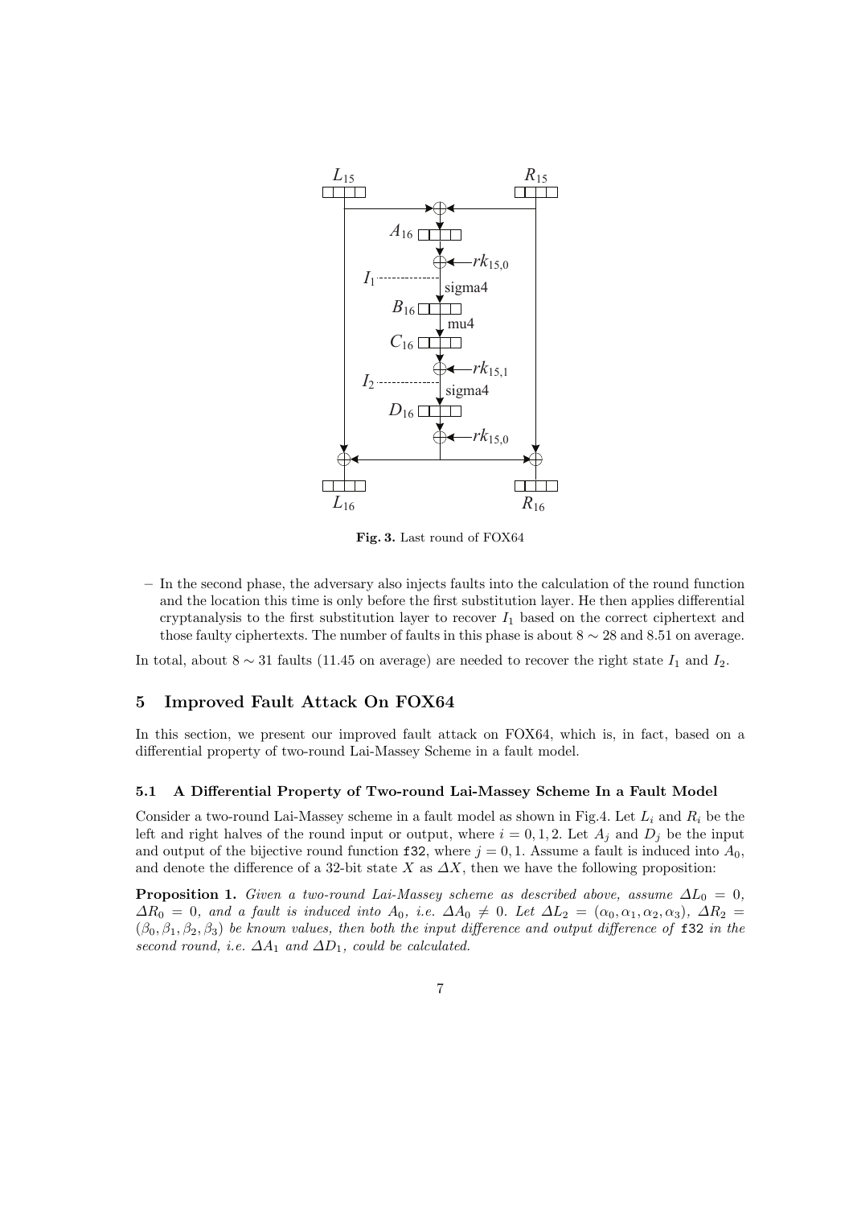**Fig. 3.** Last round of FOX64

– In the second phase, the adversary also injects faults into the calculation of the round function and the location this time is only before the first substitution layer. He then applies differential cryptanalysis to the first substitution layer to recover $I_1$ based on the correct ciphertext and those faulty ciphertexts. The number of faults in this phase is about $8 \sim 28$ and 8.51 on average.

In total, about $8 \sim 31$ faults (11.45 on average) are needed to recover the right state $I_1$ and $I_2$.

## 5 Improved Fault Attack On FOX64

In this section, we present our improved fault attack on FOX64, which is, in fact, based on a differential property of two-round Lai-Massey Scheme in a fault model.

### 5.1 A Differential Property of Two-round Lai-Massey Scheme In a Fault Model

Consider a two-round Lai-Massey scheme in a fault model as shown in Fig.4. Let $L_i$ and $R_i$ be the left and right halves of the round input or output, where $i = 0, 1, 2$. Let $A_j$ and $D_j$ be the input and output of the bijective round function `f32`, where $j = 0, 1$. Assume a fault is induced into $A_0$, and denote the difference of a 32-bit state $X$ as $\Delta X$, then we have the following proposition:

**Proposition 1.** *Given a two-round Lai-Massey scheme as described above, assume $\Delta L_0 = 0$, $\Delta R_0 = 0$, and a fault is induced into $A_0$, i.e. $\Delta A_0 \neq 0$. Let $\Delta L_2 = (\alpha_0, \alpha_1, \alpha_2, \alpha_3)$, $\Delta R_2 = (\beta_0, \beta_1, \beta_2, \beta_3)$ be known values, then both the input difference and output difference of* `f32` *in the second round, i.e. $\Delta A_1$ and $\Delta D_1$, could be calculated.*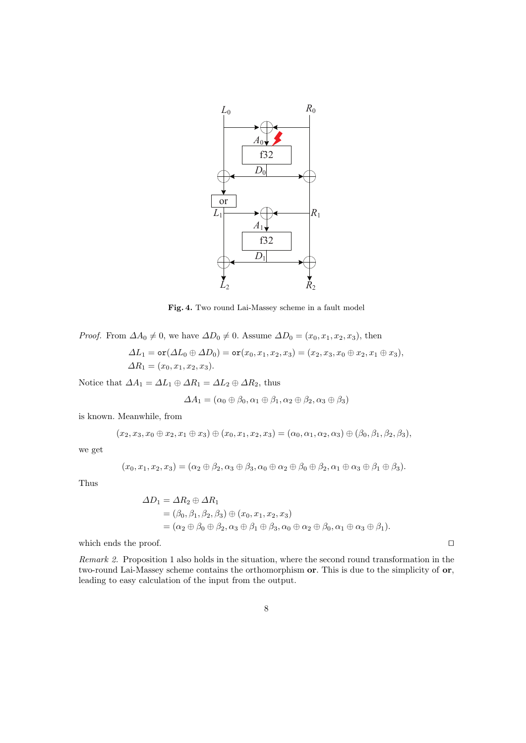Fig. 4. Two round Lai-Massey scheme in a fault model

*Proof.* From $\Delta A_0 \neq 0$, we have $\Delta D_0 \neq 0$. Assume $\Delta D_0 = (x_0, x_1, x_2, x_3)$, then

$$\Delta L_1 = \texttt{or}(\Delta L_0 \oplus \Delta D_0) = \texttt{or}(x_0, x_1, x_2, x_3) = (x_2, x_3, x_0 \oplus x_2, x_1 \oplus x_3),$$
$$\Delta R_1 = (x_0, x_1, x_2, x_3).$$

Notice that $\Delta A_1 = \Delta L_1 \oplus \Delta R_1 = \Delta L_2 \oplus \Delta R_2$, thus

$$\Delta A_1 = (\alpha_0 \oplus \beta_0, \alpha_1 \oplus \beta_1, \alpha_2 \oplus \beta_2, \alpha_3 \oplus \beta_3)$$

is known. Meanwhile, from

$$(x_2, x_3, x_0 \oplus x_2, x_1 \oplus x_3) \oplus (x_0, x_1, x_2, x_3) = (\alpha_0, \alpha_1, \alpha_2, \alpha_3) \oplus (\beta_0, \beta_1, \beta_2, \beta_3),$$

we get

$$(x_0, x_1, x_2, x_3) = (\alpha_2 \oplus \beta_2, \alpha_3 \oplus \beta_3, \alpha_0 \oplus \alpha_2 \oplus \beta_0 \oplus \beta_2, \alpha_1 \oplus \alpha_3 \oplus \beta_1 \oplus \beta_3).$$

Thus

$$\begin{aligned}
\Delta D_1 &= \Delta R_2 \oplus \Delta R_1 \\
&= (\beta_0, \beta_1, \beta_2, \beta_3) \oplus (x_0, x_1, x_2, x_3) \\
&= (\alpha_2 \oplus \beta_0 \oplus \beta_2, \alpha_3 \oplus \beta_1 \oplus \beta_3, \alpha_0 \oplus \alpha_2 \oplus \beta_0, \alpha_1 \oplus \alpha_3 \oplus \beta_1).
\end{aligned}$$

which ends the proof. □

*Remark 2.* Proposition 1 also holds in the situation, where the second round transformation in the two-round Lai-Massey scheme contains the orthomorphism **or**. This is due to the simplicity of **or**, leading to easy calculation of the input from the output.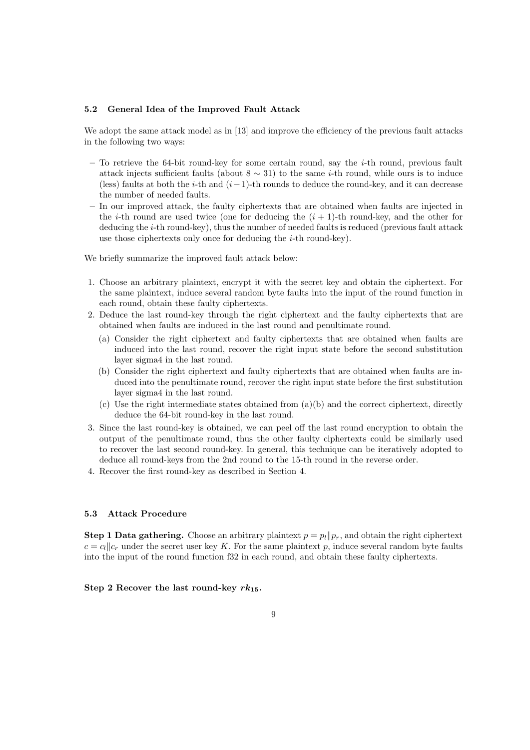### 5.2 General Idea of the Improved Fault Attack

We adopt the same attack model as in [13] and improve the efficiency of the previous fault attacks in the following two ways:

- To retrieve the 64-bit round-key for some certain round, say the $i$-th round, previous fault attack injects sufficient faults (about $8 \sim 31$) to the same $i$-th round, while ours is to induce (less) faults at both the $i$-th and $(i-1)$-th rounds to deduce the round-key, and it can decrease the number of needed faults.
- In our improved attack, the faulty ciphertexts that are obtained when faults are injected in the $i$-th round are used twice (one for deducing the $(i+1)$-th round-key, and the other for deducing the $i$-th round-key), thus the number of needed faults is reduced (previous fault attack use those ciphertexts only once for deducing the $i$-th round-key).

We briefly summarize the improved fault attack below:

1. Choose an arbitrary plaintext, encrypt it with the secret key and obtain the ciphertext. For the same plaintext, induce several random byte faults into the input of the round function in each round, obtain these faulty ciphertexts.
2. Deduce the last round-key through the right ciphertext and the faulty ciphertexts that are obtained when faults are induced in the last round and penultimate round.
   (a) Consider the right ciphertext and faulty ciphertexts that are obtained when faults are induced into the last round, recover the right input state before the second substitution layer sigma4 in the last round.
   (b) Consider the right ciphertext and faulty ciphertexts that are obtained when faults are induced into the penultimate round, recover the right input state before the first substitution layer sigma4 in the last round.
   (c) Use the right intermediate states obtained from (a)(b) and the correct ciphertext, directly deduce the 64-bit round-key in the last round.
3. Since the last round-key is obtained, we can peel off the last round encryption to obtain the output of the penultimate round, thus the other faulty ciphertexts could be similarly used to recover the last second round-key. In general, this technique can be iteratively adopted to deduce all round-keys from the 2nd round to the 15-th round in the reverse order.
4. Recover the first round-key as described in Section 4.

### 5.3 Attack Procedure

**Step 1 Data gathering.** Choose an arbitrary plaintext $p = p_l \| p_r$, and obtain the right ciphertext $c = c_l \| c_r$ under the secret user key $K$. For the same plaintext $p$, induce several random byte faults into the input of the round function f32 in each round, and obtain these faulty ciphertexts.

**Step 2 Recover the last round-key $rk_{15}$.**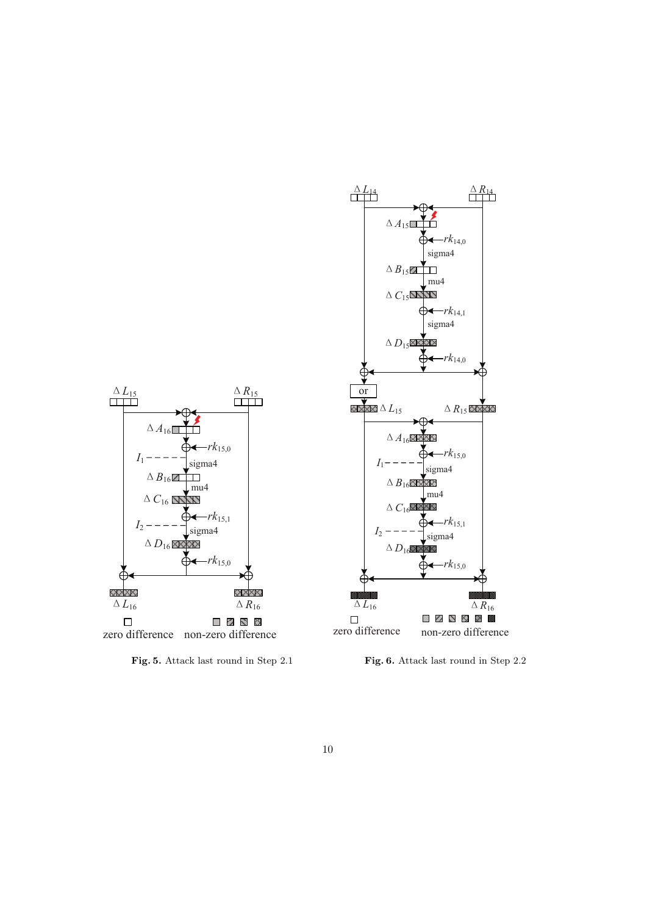**Fig. 5.** Attack last round in Step 2.1

**Fig. 6.** Attack last round in Step 2.2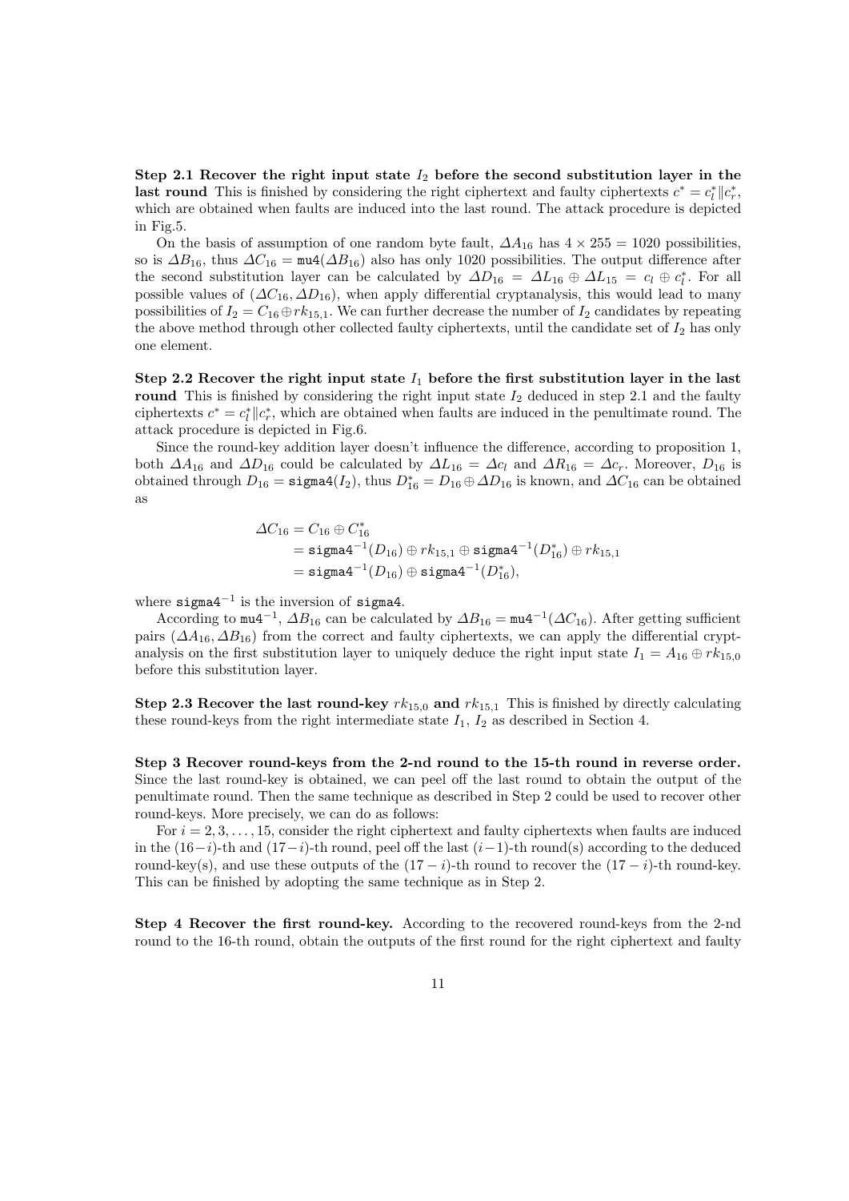**Step 2.1 Recover the right input state $I_2$ before the second substitution layer in the last round** This is finished by considering the right ciphertext and faulty ciphertexts $c^* = c_l^* \| c_r^*$, which are obtained when faults are induced into the last round. The attack procedure is depicted in Fig.5.

On the basis of assumption of one random byte fault, $\Delta A_{16}$ has $4 \times 255 = 1020$ possibilities, so is $\Delta B_{16}$, thus $\Delta C_{16} = \mathtt{mu4}(\Delta B_{16})$ also has only 1020 possibilities. The output difference after the second substitution layer can be calculated by $\Delta D_{16} = \Delta L_{16} \oplus \Delta L_{15} = c_l \oplus c_l^*$. For all possible values of $(\Delta C_{16}, \Delta D_{16})$, when apply differential cryptanalysis, this would lead to many possibilities of $I_2 = C_{16} \oplus rk_{15,1}$. We can further decrease the number of $I_2$ candidates by repeating the above method through other collected faulty ciphertexts, until the candidate set of $I_2$ has only one element.

**Step 2.2 Recover the right input state $I_1$ before the first substitution layer in the last round** This is finished by considering the right input state $I_2$ deduced in step 2.1 and the faulty ciphertexts $c^* = c_l^* \| c_r^*$, which are obtained when faults are induced in the penultimate round. The attack procedure is depicted in Fig.6.

Since the round-key addition layer doesn't influence the difference, according to proposition 1, both $\Delta A_{16}$ and $\Delta D_{16}$ could be calculated by $\Delta L_{16} = \Delta c_l$ and $\Delta R_{16} = \Delta c_r$. Moreover, $D_{16}$ is obtained through $D_{16} = \mathtt{sigma4}(I_2)$, thus $D_{16}^* = D_{16} \oplus \Delta D_{16}$ is known, and $\Delta C_{16}$ can be obtained as

$$
\begin{aligned}
\Delta C_{16} &= C_{16} \oplus C_{16}^* \\
&= \mathtt{sigma4}^{-1}(D_{16}) \oplus rk_{15,1} \oplus \mathtt{sigma4}^{-1}(D_{16}^*) \oplus rk_{15,1} \\
&= \mathtt{sigma4}^{-1}(D_{16}) \oplus \mathtt{sigma4}^{-1}(D_{16}^*),
\end{aligned}
$$

where $\mathtt{sigma4}^{-1}$ is the inversion of $\mathtt{sigma4}$.

According to $\mathtt{mu4}^{-1}$, $\Delta B_{16}$ can be calculated by $\Delta B_{16} = \mathtt{mu4}^{-1}(\Delta C_{16})$. After getting sufficient pairs $(\Delta A_{16}, \Delta B_{16})$ from the correct and faulty ciphertexts, we can apply the differential cryptanalysis on the first substitution layer to uniquely deduce the right input state $I_1 = A_{16} \oplus rk_{15,0}$ before this substitution layer.

**Step 2.3 Recover the last round-key $rk_{15,0}$ and $rk_{15,1}$** This is finished by directly calculating these round-keys from the right intermediate state $I_1$, $I_2$ as described in Section 4.

**Step 3 Recover round-keys from the 2-nd round to the 15-th round in reverse order.** Since the last round-key is obtained, we can peel off the last round to obtain the output of the penultimate round. Then the same technique as described in Step 2 could be used to recover other round-keys. More precisely, we can do as follows:

For $i = 2, 3, \ldots, 15$, consider the right ciphertext and faulty ciphertexts when faults are induced in the $(16-i)$-th and $(17-i)$-th round, peel off the last $(i-1)$-th round(s) according to the deduced round-key(s), and use these outputs of the $(17-i)$-th round to recover the $(17-i)$-th round-key. This can be finished by adopting the same technique as in Step 2.

**Step 4 Recover the first round-key.** According to the recovered round-keys from the 2-nd round to the 16-th round, obtain the outputs of the first round for the right ciphertext and faulty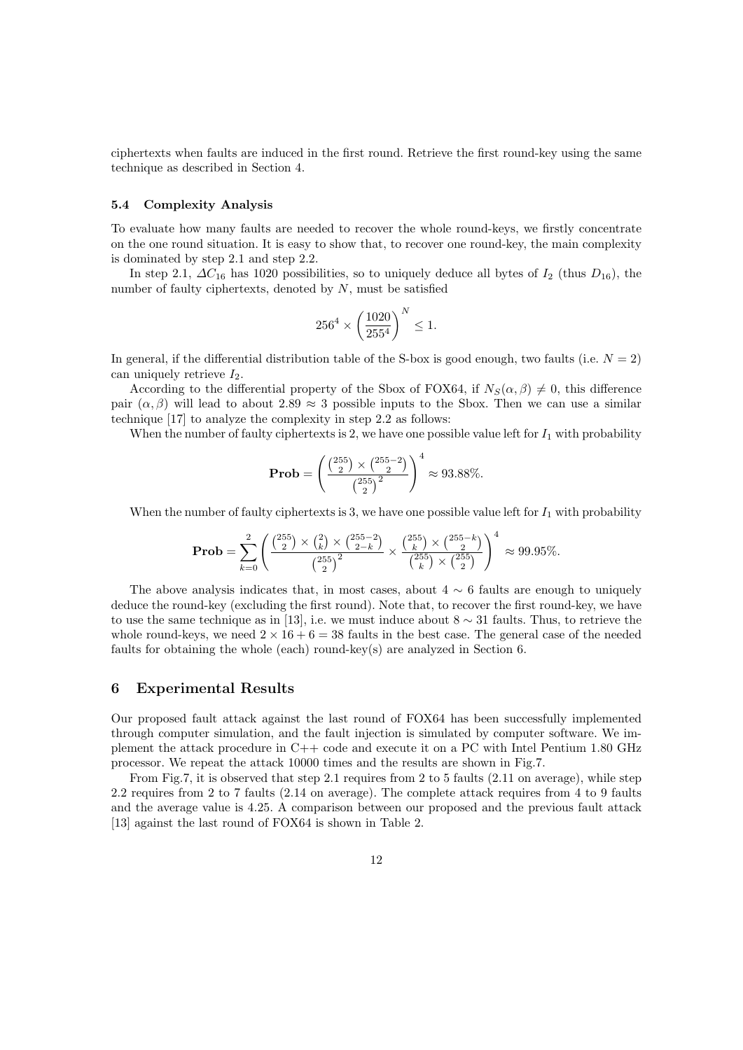ciphertexts when faults are induced in the first round. Retrieve the first round-key using the same technique as described in Section 4.

### 5.4 Complexity Analysis

To evaluate how many faults are needed to recover the whole round-keys, we firstly concentrate on the one round situation. It is easy to show that, to recover one round-key, the main complexity is dominated by step 2.1 and step 2.2.

In step 2.1, $\Delta C_{16}$ has 1020 possibilities, so to uniquely deduce all bytes of $I_2$ (thus $D_{16}$), the number of faulty ciphertexts, denoted by $N$, must be satisfied

$$256^4 \times \left(\frac{1020}{255^4}\right)^N \leq 1.$$

In general, if the differential distribution table of the S-box is good enough, two faults (i.e. $N = 2$) can uniquely retrieve $I_2$.

According to the differential property of the Sbox of FOX64, if $N_S(\alpha, \beta) \neq 0$, this difference pair $(\alpha, \beta)$ will lead to about $2.89 \approx 3$ possible inputs to the Sbox. Then we can use a similar technique [17] to analyze the complexity in step 2.2 as follows:

When the number of faulty ciphertexts is 2, we have one possible value left for $I_1$ with probability

$$\mathbf{Prob} = \left(\frac{\binom{255}{2} \times \binom{255-2}{2}}{\binom{255}{2}^2}\right)^4 \approx 93.88\%.$$

When the number of faulty ciphertexts is 3, we have one possible value left for $I_1$ with probability

$$\mathbf{Prob} = \sum_{k=0}^{2}\left(\frac{\binom{255}{2} \times \binom{2}{k} \times \binom{255-2}{2-k}}{\binom{255}{2}^2} \times \frac{\binom{255}{k} \times \binom{255-k}{2}}{\binom{255}{k} \times \binom{255}{2}}\right)^4 \approx 99.95\%.$$

The above analysis indicates that, in most cases, about $4 \sim 6$ faults are enough to uniquely deduce the round-key (excluding the first round). Note that, to recover the first round-key, we have to use the same technique as in [13], i.e. we must induce about $8 \sim 31$ faults. Thus, to retrieve the whole round-keys, we need $2 \times 16 + 6 = 38$ faults in the best case. The general case of the needed faults for obtaining the whole (each) round-key(s) are analyzed in Section 6.

## 6 Experimental Results

Our proposed fault attack against the last round of FOX64 has been successfully implemented through computer simulation, and the fault injection is simulated by computer software. We implement the attack procedure in C++ code and execute it on a PC with Intel Pentium 1.80 GHz processor. We repeat the attack 10000 times and the results are shown in Fig.7.

From Fig.7, it is observed that step 2.1 requires from 2 to 5 faults (2.11 on average), while step 2.2 requires from 2 to 7 faults (2.14 on average). The complete attack requires from 4 to 9 faults and the average value is 4.25. A comparison between our proposed and the previous fault attack [13] against the last round of FOX64 is shown in Table 2.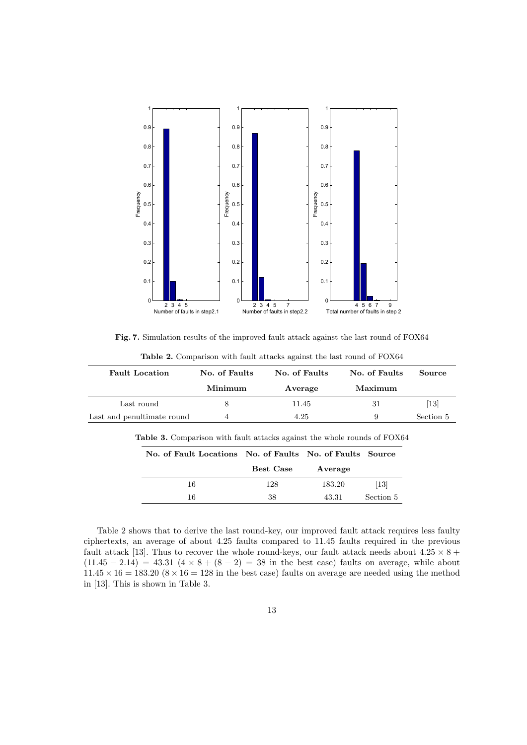**Fig. 7.** Simulation results of the improved fault attack against the last round of FOX64

**Table 2.** Comparison with fault attacks against the last round of FOX64

| Fault Location | No. of Faults Minimum | No. of Faults Average | No. of Faults Maximum | Source |
|---|---|---|---|---|
| Last round | 8 | 11.45 | 31 | [13] |
| Last and penultimate round | 4 | 4.25 | 9 | Section 5 |

**Table 3.** Comparison with fault attacks against the whole rounds of FOX64

| No. of Fault Locations | No. of Faults Best Case | No. of Faults Average | Source |
|---|---|---|---|
| 16 | 128 | 183.20 | [13] |
| 16 | 38 | 43.31 | Section 5 |

Table 2 shows that to derive the last round-key, our improved fault attack requires less faulty ciphertexts, an average of about 4.25 faults compared to 11.45 faults required in the previous fault attack [13]. Thus to recover the whole round-keys, our fault attack needs about $4.25 \times 8 + (11.45 - 2.14) = 43.31$ ($4 \times 8 + (8 - 2) = 38$ in the best case) faults on average, while about $11.45 \times 16 = 183.20$ ($8 \times 16 = 128$ in the best case) faults on average are needed using the method in [13]. This is shown in Table 3.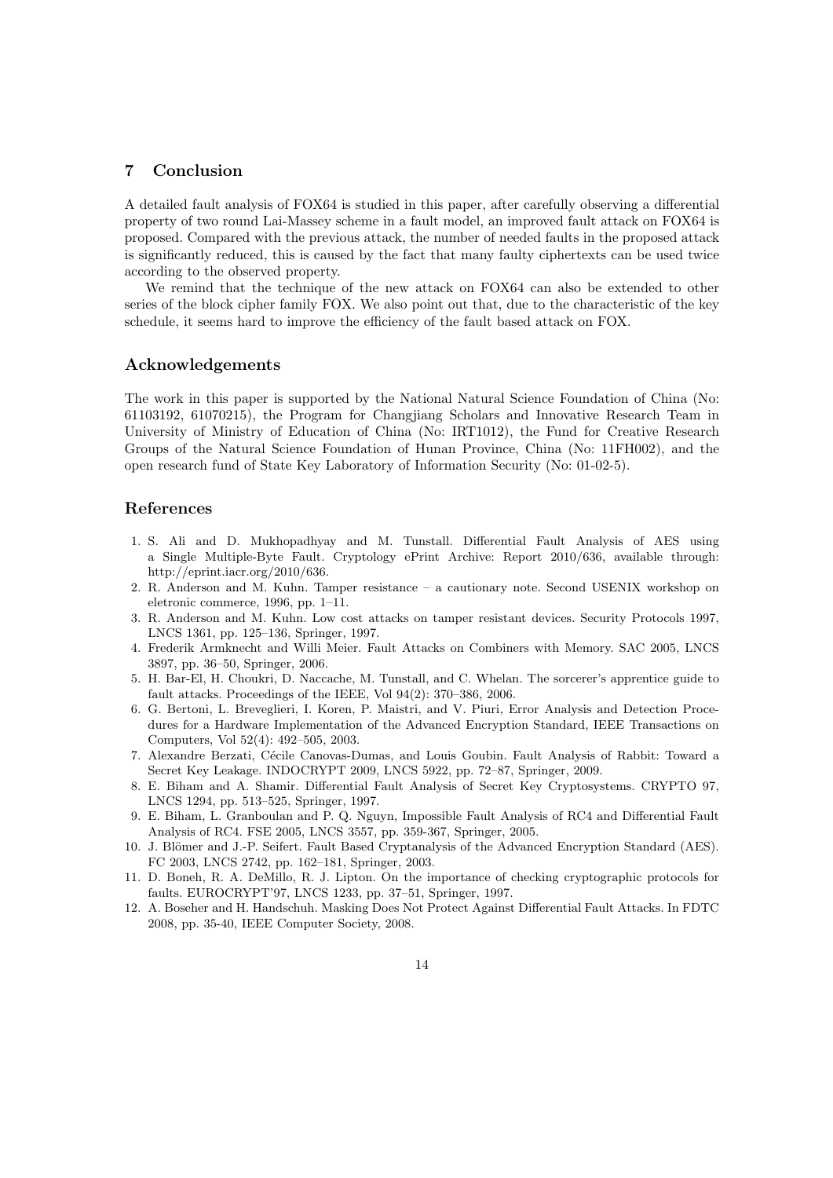## 7 Conclusion

A detailed fault analysis of FOX64 is studied in this paper, after carefully observing a differential property of two round Lai-Massey scheme in a fault model, an improved fault attack on FOX64 is proposed. Compared with the previous attack, the number of needed faults in the proposed attack is significantly reduced, this is caused by the fact that many faulty ciphertexts can be used twice according to the observed property.

We remind that the technique of the new attack on FOX64 can also be extended to other series of the block cipher family FOX. We also point out that, due to the characteristic of the key schedule, it seems hard to improve the efficiency of the fault based attack on FOX.

## Acknowledgements

The work in this paper is supported by the National Natural Science Foundation of China (No: 61103192, 61070215), the Program for Changjiang Scholars and Innovative Research Team in University of Ministry of Education of China (No: IRT1012), the Fund for Creative Research Groups of the Natural Science Foundation of Hunan Province, China (No: 11FH002), and the open research fund of State Key Laboratory of Information Security (No: 01-02-5).

## References

1. S. Ali and D. Mukhopadhyay and M. Tunstall. Differential Fault Analysis of AES using a Single Multiple-Byte Fault. Cryptology ePrint Archive: Report 2010/636, available through: http://eprint.iacr.org/2010/636.
2. R. Anderson and M. Kuhn. Tamper resistance – a cautionary note. Second USENIX workshop on eletronic commerce, 1996, pp. 1–11.
3. R. Anderson and M. Kuhn. Low cost attacks on tamper resistant devices. Security Protocols 1997, LNCS 1361, pp. 125–136, Springer, 1997.
4. Frederik Armknecht and Willi Meier. Fault Attacks on Combiners with Memory. SAC 2005, LNCS 3897, pp. 36–50, Springer, 2006.
5. H. Bar-El, H. Choukri, D. Naccache, M. Tunstall, and C. Whelan. The sorcerer's apprentice guide to fault attacks. Proceedings of the IEEE, Vol 94(2): 370–386, 2006.
6. G. Bertoni, L. Breveglieri, I. Koren, P. Maistri, and V. Piuri, Error Analysis and Detection Procedures for a Hardware Implementation of the Advanced Encryption Standard, IEEE Transactions on Computers, Vol 52(4): 492–505, 2003.
7. Alexandre Berzati, Cécile Canovas-Dumas, and Louis Goubin. Fault Analysis of Rabbit: Toward a Secret Key Leakage. INDOCRYPT 2009, LNCS 5922, pp. 72–87, Springer, 2009.
8. E. Biham and A. Shamir. Differential Fault Analysis of Secret Key Cryptosystems. CRYPTO 97, LNCS 1294, pp. 513–525, Springer, 1997.
9. E. Biham, L. Granboulan and P. Q. Nguyn, Impossible Fault Analysis of RC4 and Differential Fault Analysis of RC4. FSE 2005, LNCS 3557, pp. 359-367, Springer, 2005.
10. J. Blömer and J.-P. Seifert. Fault Based Cryptanalysis of the Advanced Encryption Standard (AES). FC 2003, LNCS 2742, pp. 162–181, Springer, 2003.
11. D. Boneh, R. A. DeMillo, R. J. Lipton. On the importance of checking cryptographic protocols for faults. EUROCRYPT'97, LNCS 1233, pp. 37–51, Springer, 1997.
12. A. Boseher and H. Handschuh. Masking Does Not Protect Against Differential Fault Attacks. In FDTC 2008, pp. 35-40, IEEE Computer Society, 2008.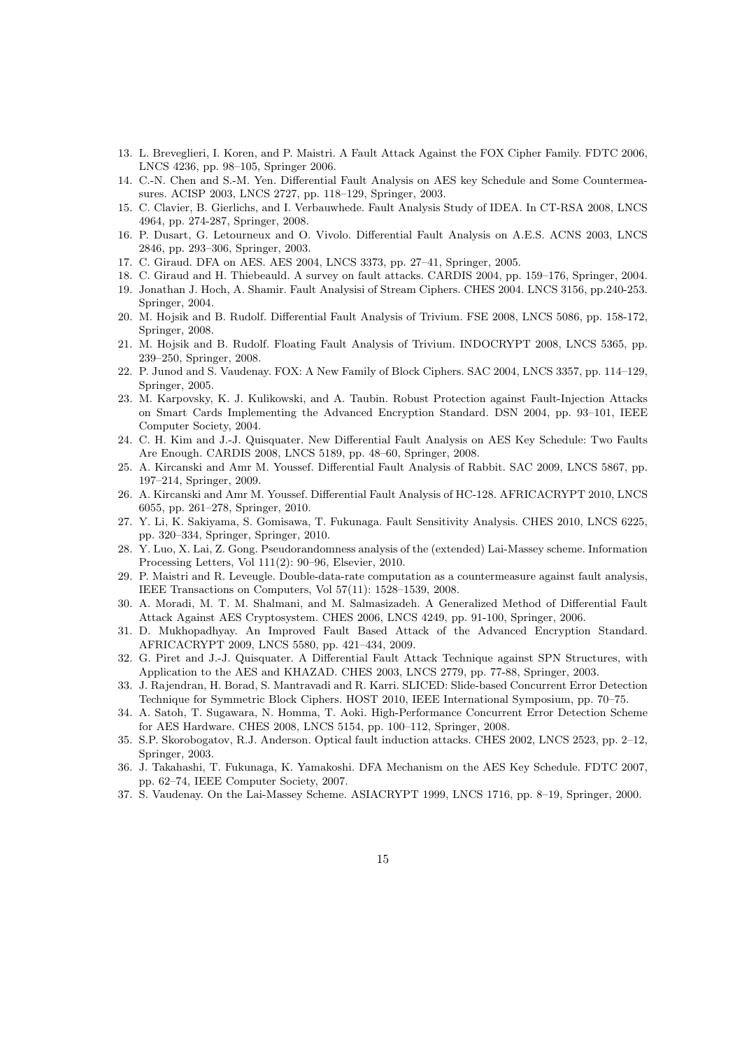13. L. Breveglieri, I. Koren, and P. Maistri. A Fault Attack Against the FOX Cipher Family. FDTC 2006, LNCS 4236, pp. 98–105, Springer 2006.
14. C.-N. Chen and S.-M. Yen. Differential Fault Analysis on AES key Schedule and Some Countermeasures. ACISP 2003, LNCS 2727, pp. 118–129, Springer, 2003.
15. C. Clavier, B. Gierlichs, and I. Verbauwhede. Fault Analysis Study of IDEA. In CT-RSA 2008, LNCS 4964, pp. 274-287, Springer, 2008.
16. P. Dusart, G. Letourneux and O. Vivolo. Differential Fault Analysis on A.E.S. ACNS 2003, LNCS 2846, pp. 293–306, Springer, 2003.
17. C. Giraud. DFA on AES. AES 2004, LNCS 3373, pp. 27–41, Springer, 2005.
18. C. Giraud and H. Thiebeauld. A survey on fault attacks. CARDIS 2004, pp. 159–176, Springer, 2004.
19. Jonathan J. Hoch, A. Shamir. Fault Analysisi of Stream Ciphers. CHES 2004. LNCS 3156, pp.240-253. Springer, 2004.
20. M. Hojsik and B. Rudolf. Differential Fault Analysis of Trivium. FSE 2008, LNCS 5086, pp. 158-172, Springer, 2008.
21. M. Hojsik and B. Rudolf. Floating Fault Analysis of Trivium. INDOCRYPT 2008, LNCS 5365, pp. 239–250, Springer, 2008.
22. P. Junod and S. Vaudenay. FOX: A New Family of Block Ciphers. SAC 2004, LNCS 3357, pp. 114–129, Springer, 2005.
23. M. Karpovsky, K. J. Kulikowski, and A. Taubin. Robust Protection against Fault-Injection Attacks on Smart Cards Implementing the Advanced Encryption Standard. DSN 2004, pp. 93–101, IEEE Computer Society, 2004.
24. C. H. Kim and J.-J. Quisquater. New Differential Fault Analysis on AES Key Schedule: Two Faults Are Enough. CARDIS 2008, LNCS 5189, pp. 48–60, Springer, 2008.
25. A. Kircanski and Amr M. Youssef. Differential Fault Analysis of Rabbit. SAC 2009, LNCS 5867, pp. 197–214, Springer, 2009.
26. A. Kircanski and Amr M. Youssef. Differential Fault Analysis of HC-128. AFRICACRYPT 2010, LNCS 6055, pp. 261–278, Springer, 2010.
27. Y. Li, K. Sakiyama, S. Gomisawa, T. Fukunaga. Fault Sensitivity Analysis. CHES 2010, LNCS 6225, pp. 320–334, Springer, Springer, 2010.
28. Y. Luo, X. Lai, Z. Gong. Pseudorandomness analysis of the (extended) Lai-Massey scheme. Information Processing Letters, Vol 111(2): 90–96, Elsevier, 2010.
29. P. Maistri and R. Leveugle. Double-data-rate computation as a countermeasure against fault analysis, IEEE Transactions on Computers, Vol 57(11): 1528–1539, 2008.
30. A. Moradi, M. T. M. Shalmani, and M. Salmasizadeh. A Generalized Method of Differential Fault Attack Against AES Cryptosystem. CHES 2006, LNCS 4249, pp. 91-100, Springer, 2006.
31. D. Mukhopadhyay. An Improved Fault Based Attack of the Advanced Encryption Standard. AFRICACRYPT 2009, LNCS 5580, pp. 421–434, 2009.
32. G. Piret and J.-J. Quisquater. A Differential Fault Attack Technique against SPN Structures, with Application to the AES and KHAZAD. CHES 2003, LNCS 2779, pp. 77-88, Springer, 2003.
33. J. Rajendran, H. Borad, S. Mantravadi and R. Karri. SLICED: Slide-based Concurrent Error Detection Technique for Symmetric Block Ciphers. HOST 2010, IEEE International Symposium, pp. 70–75.
34. A. Satoh, T. Sugawara, N. Homma, T. Aoki. High-Performance Concurrent Error Detection Scheme for AES Hardware. CHES 2008, LNCS 5154, pp. 100–112, Springer, 2008.
35. S.P. Skorobogatov, R.J. Anderson. Optical fault induction attacks. CHES 2002, LNCS 2523, pp. 2–12, Springer, 2003.
36. J. Takahashi, T. Fukunaga, K. Yamakoshi. DFA Mechanism on the AES Key Schedule. FDTC 2007, pp. 62–74, IEEE Computer Society, 2007.
37. S. Vaudenay. On the Lai-Massey Scheme. ASIACRYPT 1999, LNCS 1716, pp. 8–19, Springer, 2000.